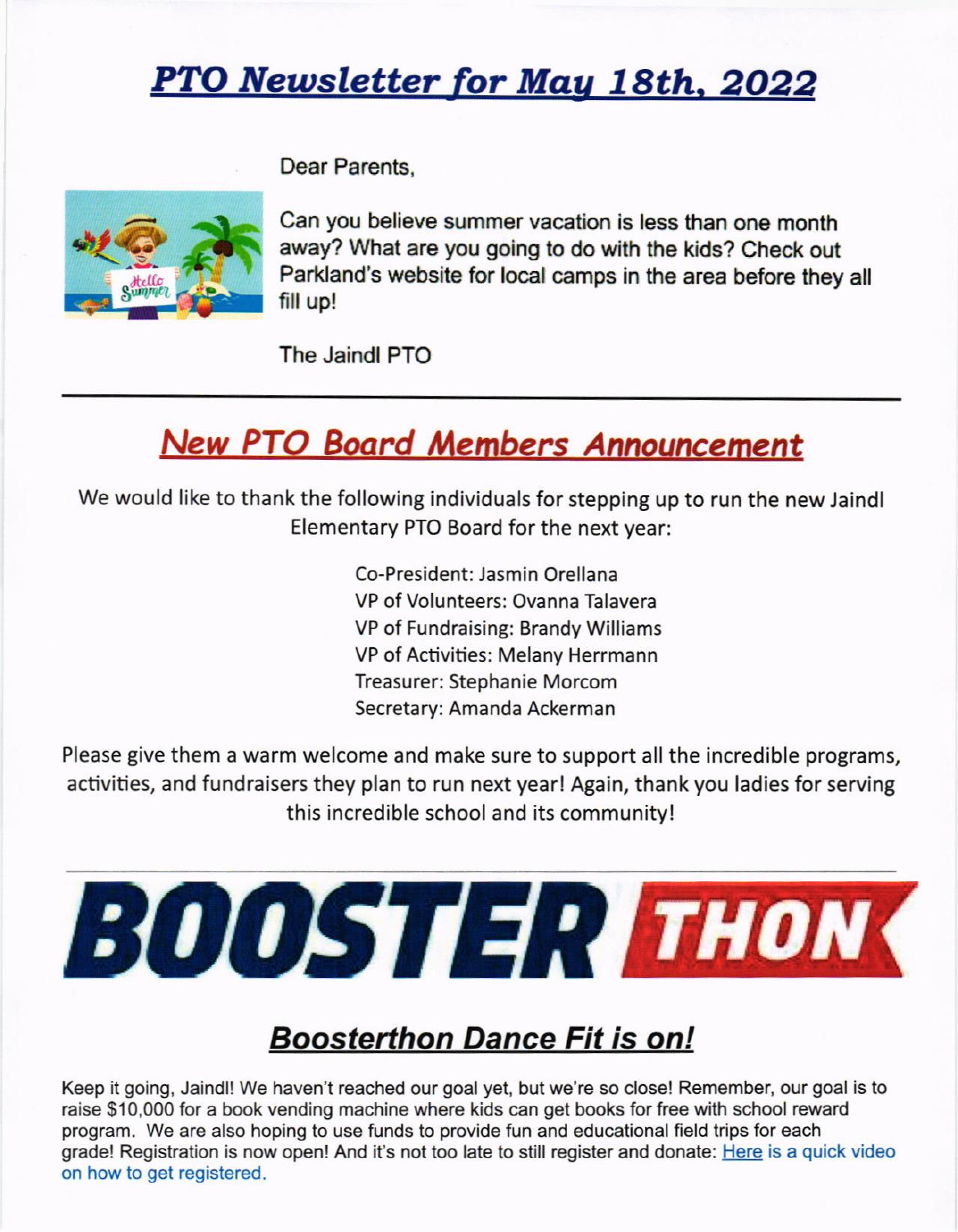# *PTO Newsletter for May 18th, 2022*

Dear Parents,

Can you believe summer vacation is less than one month away? What are you going to do with the kids? Check out Parkland's website for local camps in the area before they all fill up!

The Jaindl PTO

---

## *New PTO Board Members Announcement*

We would like to thank the following individuals for stepping up to run the new Jaindl Elementary PTO Board for the next year:

Co-President: Jasmin Orellana
VP of Volunteers: Ovanna Talavera
VP of Fundraising: Brandy Williams
VP of Activities: Melany Herrmann
Treasurer: Stephanie Morcom
Secretary: Amanda Ackerman

Please give them a warm welcome and make sure to support all the incredible programs, activities, and fundraisers they plan to run next year! Again, thank you ladies for serving this incredible school and its community!

---

# BOOSTER THON

## *Boosterthon Dance Fit is on!*

Keep it going, Jaindl! We haven't reached our goal yet, but we're so close! Remember, our goal is to raise $10,000 for a book vending machine where kids can get books for free with school reward program. We are also hoping to use funds to provide fun and educational field trips for each grade! Registration is now open! And it's not too late to still register and donate: Here is a quick video on how to get registered.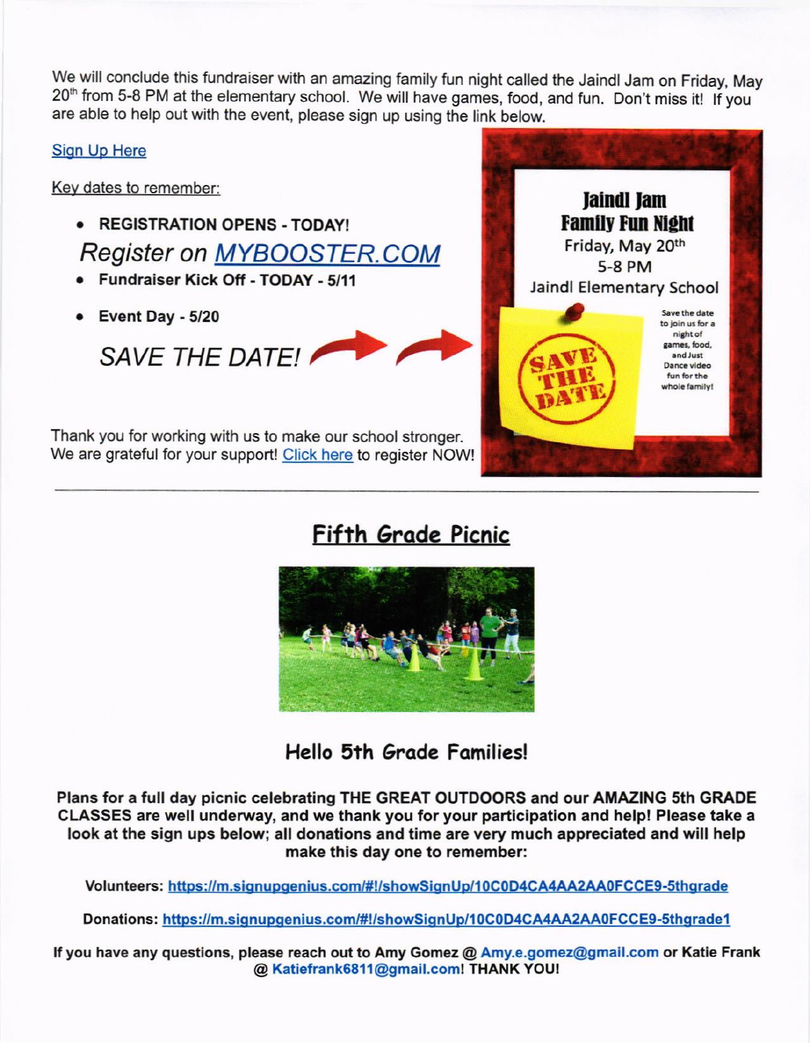We will conclude this fundraiser with an amazing family fun night called the Jaindl Jam on Friday, May 20th from 5-8 PM at the elementary school. We will have games, food, and fun. Don't miss it! If you are able to help out with the event, please sign up using the link below.

Sign Up Here

Key dates to remember:

- **REGISTRATION OPENS - TODAY!**

*Register on MYBOOSTER.COM*

- **Fundraiser Kick Off - TODAY - 5/11**
- **Event Day - 5/20**

*SAVE THE DATE!*

**Jaindl Jam**
**Family Fun Night**
Friday, May 20th
5-8 PM
Jaindl Elementary School

SAVE THE DATE

Save the date to join us for a night of games, food, and Just Dance video fun for the whole family!

Thank you for working with us to make our school stronger. We are grateful for your support! Click here to register NOW!

---

## Fifth Grade Picnic

### Hello 5th Grade Families!

**Plans for a full day picnic celebrating THE GREAT OUTDOORS and our AMAZING 5th GRADE CLASSES are well underway, and we thank you for your participation and help! Please take a look at the sign ups below; all donations and time are very much appreciated and will help make this day one to remember:**

**Volunteers: https://m.signupgenius.com/#!/showSignUp/10C0D4CA4AA2AA0FCCE9-5thgrade**

**Donations: https://m.signupgenius.com/#!/showSignUp/10C0D4CA4AA2AA0FCCE9-5thgrade1**

**If you have any questions, please reach out to Amy Gomez @ Amy.e.gomez@gmail.com or Katie Frank @ Katiefrank6811@gmail.com! THANK YOU!**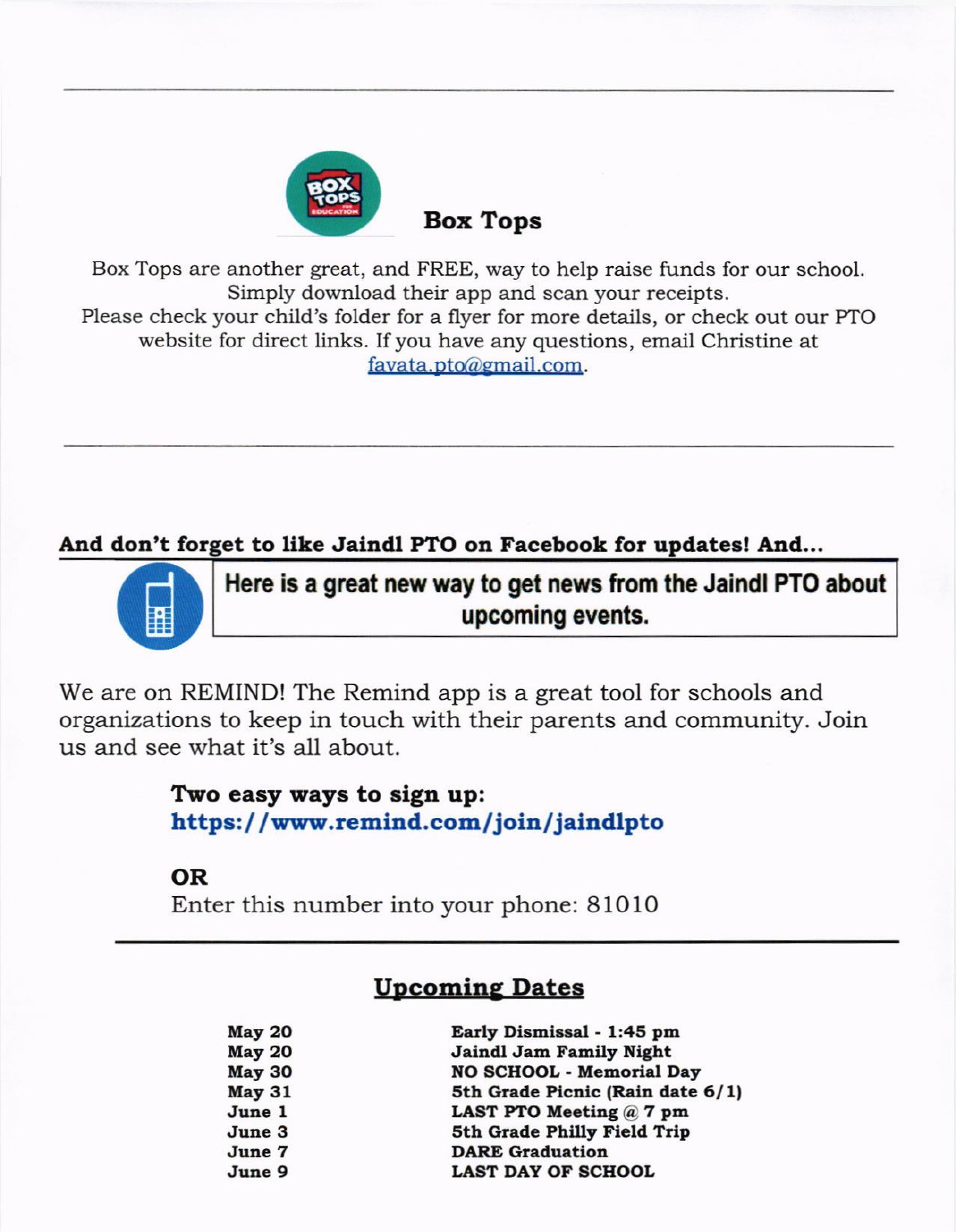## Box Tops

Box Tops are another great, and FREE, way to help raise funds for our school. Simply download their app and scan your receipts.
Please check your child's folder for a flyer for more details, or check out our PTO website for direct links. If you have any questions, email Christine at favata.pto@gmail.com.

---

**And don't forget to like Jaindl PTO on Facebook for updates! And...**

**Here is a great new way to get news from the Jaindl PTO about upcoming events.**

We are on REMIND! The Remind app is a great tool for schools and organizations to keep in touch with their parents and community. Join us and see what it's all about.

**Two easy ways to sign up:**
**https://www.remind.com/join/jaindlpto**

**OR**

Enter this number into your phone: 81010

---

## Upcoming Dates

| | |
|---|---|
| **May 20** | **Early Dismissal - 1:45 pm** |
| **May 20** | **Jaindl Jam Family Night** |
| **May 30** | **NO SCHOOL - Memorial Day** |
| **May 31** | **5th Grade Picnic (Rain date 6/1)** |
| **June 1** | **LAST PTO Meeting @ 7 pm** |
| **June 3** | **5th Grade Philly Field Trip** |
| **June 7** | **DARE Graduation** |
| **June 9** | **LAST DAY OF SCHOOL** |